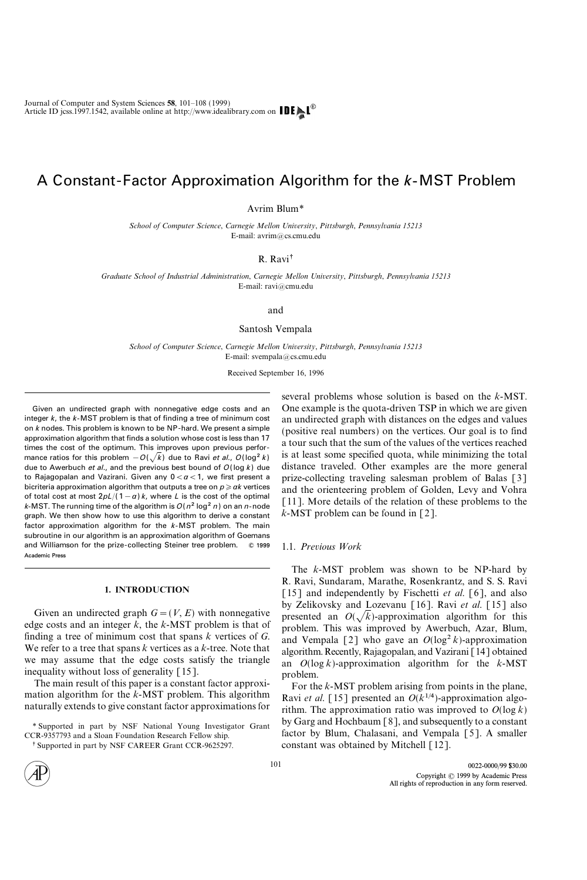# A Constant-Factor Approximation Algorithm for the $k$-MST Problem

Avrim Blum*

*School of Computer Science, Carnegie Mellon University, Pittsburgh, Pennsylvania 15213*
E-mail: avrim@cs.cmu.edu

R. Ravi†

*Graduate School of Industrial Administration, Carnegie Mellon University, Pittsburgh, Pennsylvania 15213*
E-mail: ravi@cmu.edu

and

Santosh Vempala

*School of Computer Science, Carnegie Mellon University, Pittsburgh, Pennsylvania 15213*
E-mail: svempala@cs.cmu.edu

Received September 16, 1996

Given an undirected graph with nonnegative edge costs and an integer $k$, the $k$-MST problem is that of finding a tree of minimum cost on $k$ nodes. This problem is known to be NP-hard. We present a simple approximation algorithm that finds a solution whose cost is less than 17 times the cost of the optimum. This improves upon previous performance ratios for this problem $-O(\sqrt{k})$ due to Ravi *et al.*, $O(\log^2 k)$ due to Awerbuch *et al.*, and the previous best bound of $O(\log k)$ due to Rajagopalan and Vazirani. Given any $0 < \alpha < 1$, we first present a bicriteria approximation algorithm that outputs a tree on $p \geqslant \alpha k$ vertices of total cost at most $2pL/(1-\alpha)k$, where $L$ is the cost of the optimal $k$-MST. The running time of the algorithm is $O(n^2 \log^2 n)$ on an $n$-node graph. We then show how to use this algorithm to derive a constant factor approximation algorithm for the $k$-MST problem. The main subroutine in our algorithm is an approximation algorithm of Goemans and Williamson for the prize-collecting Steiner tree problem. © 1999 Academic Press

## 1. INTRODUCTION

Given an undirected graph $G=(V, E)$ with nonnegative edge costs and an integer $k$, the $k$-MST problem is that of finding a tree of minimum cost that spans $k$ vertices of $G$. We refer to a tree that spans $k$ vertices as a $k$-tree. Note that we may assume that the edge costs satisfy the triangle inequality without loss of generality [15].

The main result of this paper is a constant factor approximation algorithm for the $k$-MST problem. This algorithm naturally extends to give constant factor approximations for several problems whose solution is based on the $k$-MST. One example is the quota-driven TSP in which we are given an undirected graph with distances on the edges and values (positive real numbers) on the vertices. Our goal is to find a tour such that the sum of the values of the vertices reached is at least some specified quota, while minimizing the total distance traveled. Other examples are the more general prize-collecting traveling salesman problem of Balas [3] and the orienteering problem of Golden, Levy and Vohra [11]. More details of the relation of these problems to the $k$-MST problem can be found in [2].

### 1.1. *Previous Work*

The $k$-MST problem was shown to be NP-hard by R. Ravi, Sundaram, Marathe, Rosenkrantz, and S. S. Ravi [15] and independently by Fischetti *et al.* [6], and also by Zelikovsky and Lozevanu [16]. Ravi *et al.* [15] also presented an $O(\sqrt{k})$-approximation algorithm for this problem. This was improved by Awerbuch, Azar, Blum, and Vempala [2] who gave an $O(\log^2 k)$-approximation algorithm. Recently, Rajagopalan, and Vazirani [14] obtained an $O(\log k)$-approximation algorithm for the $k$-MST problem.

For the $k$-MST problem arising from points in the plane, Ravi *et al.* [15] presented an $O(k^{1/4})$-approximation algorithm. The approximation ratio was improved to $O(\log k)$ by Garg and Hochbaum [8], and subsequently to a constant factor by Blum, Chalasani, and Vempala [5]. A smaller constant was obtained by Mitchell [12].

* Supported in part by NSF National Young Investigator Grant CCR-9357793 and a Sloan Foundation Research Fellow ship.

† Supported in part by NSF CAREER Grant CCR-9625297.

0022-0000/99 $30.00
Copyright © 1999 by Academic Press
All rights of reproduction in any form reserved.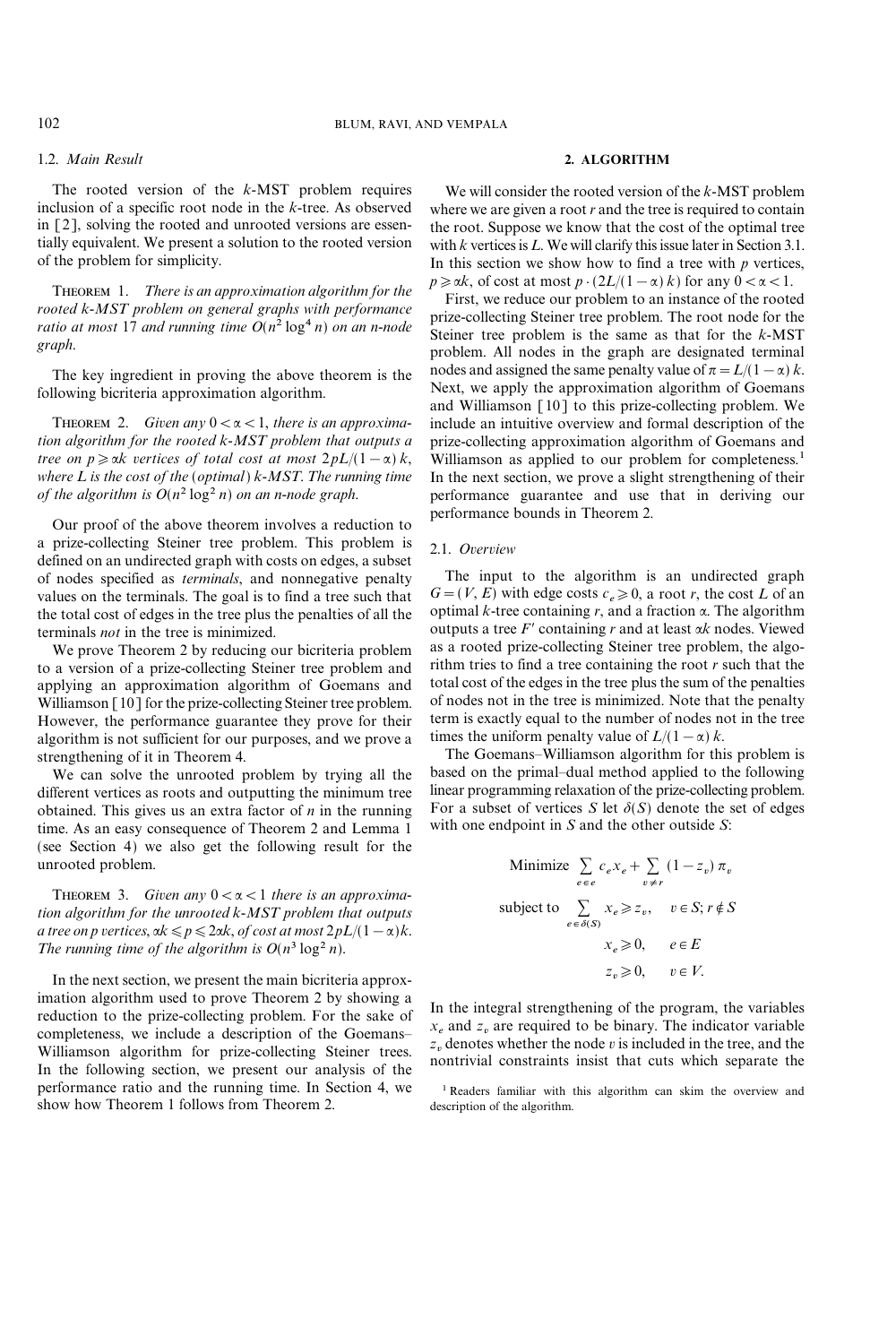### 1.2. *Main Result*

The rooted version of the $k$-MST problem requires inclusion of a specific root node in the $k$-tree. As observed in [2], solving the rooted and unrooted versions are essentially equivalent. We present a solution to the rooted version of the problem for simplicity.

THEOREM 1. *There is an approximation algorithm for the rooted $k$-MST problem on general graphs with performance ratio at most 17 and running time $O(n^2 \log^4 n)$ on an $n$-node graph.*

The key ingredient in proving the above theorem is the following bicriteria approximation algorithm.

THEOREM 2. *Given any $0 < \alpha < 1$, there is an approximation algorithm for the rooted $k$-MST problem that outputs a tree on $p \geqslant \alpha k$ vertices of total cost at most $2pL/(1-\alpha)k$, where $L$ is the cost of the (optimal) $k$-MST. The running time of the algorithm is $O(n^2 \log^2 n)$ on an $n$-node graph.*

Our proof of the above theorem involves a reduction to a prize-collecting Steiner tree problem. This problem is defined on an undirected graph with costs on edges, a subset of nodes specified as *terminals*, and nonnegative penalty values on the terminals. The goal is to find a tree such that the total cost of edges in the tree plus the penalties of all the terminals *not* in the tree is minimized.

We prove Theorem 2 by reducing our bicriteria problem to a version of a prize-collecting Steiner tree problem and applying an approximation algorithm of Goemans and Williamson [10] for the prize-collecting Steiner tree problem. However, the performance guarantee they prove for their algorithm is not sufficient for our purposes, and we prove a strengthening of it in Theorem 4.

We can solve the unrooted problem by trying all the different vertices as roots and outputting the minimum tree obtained. This gives us an extra factor of $n$ in the running time. As an easy consequence of Theorem 2 and Lemma 1 (see Section 4) we also get the following result for the unrooted problem.

THEOREM 3. *Given any $0 < \alpha < 1$ there is an approximation algorithm for the unrooted $k$-MST problem that outputs a tree on $p$ vertices, $\alpha k \leqslant p \leqslant 2\alpha k$, of cost at most $2pL/(1-\alpha)k$. The running time of the algorithm is $O(n^3 \log^2 n)$.*

In the next section, we present the main bicriteria approximation algorithm used to prove Theorem 2 by showing a reduction to the prize-collecting problem. For the sake of completeness, we include a description of the Goemans–Williamson algorithm for prize-collecting Steiner trees. In the following section, we present our analysis of the performance ratio and the running time. In Section 4, we show how Theorem 1 follows from Theorem 2.

## 2. ALGORITHM

We will consider the rooted version of the $k$-MST problem where we are given a root $r$ and the tree is required to contain the root. Suppose we know that the cost of the optimal tree with $k$ vertices is $L$. We will clarify this issue later in Section 3.1. In this section we show how to find a tree with $p$ vertices, $p \geqslant \alpha k$, of cost at most $p \cdot (2L/(1-\alpha)k)$ for any $0 < \alpha < 1$.

First, we reduce our problem to an instance of the rooted prize-collecting Steiner tree problem. The root node for the Steiner tree problem is the same as that for the $k$-MST problem. All nodes in the graph are designated terminal nodes and assigned the same penalty value of $\pi = L/(1-\alpha)k$. Next, we apply the approximation algorithm of Goemans and Williamson [10] to this prize-collecting problem. We include an intuitive overview and formal description of the prize-collecting approximation algorithm of Goemans and Williamson as applied to our problem for completeness.[1] In the next section, we prove a slight strengthening of their performance guarantee and use that in deriving our performance bounds in Theorem 2.

### 2.1. *Overview*

The input to the algorithm is an undirected graph $G = (V, E)$ with edge costs $c_e \geqslant 0$, a root $r$, the cost $L$ of an optimal $k$-tree containing $r$, and a fraction $\alpha$. The algorithm outputs a tree $F'$ containing $r$ and at least $\alpha k$ nodes. Viewed as a rooted prize-collecting Steiner tree problem, the algorithm tries to find a tree containing the root $r$ such that the total cost of the edges in the tree plus the sum of the penalties of nodes not in the tree is minimized. Note that the penalty term is exactly equal to the number of nodes not in the tree times the uniform penalty value of $L/(1-\alpha)k$.

The Goemans–Williamson algorithm for this problem is based on the primal–dual method applied to the following linear programming relaxation of the prize-collecting problem. For a subset of vertices $S$ let $\delta(S)$ denote the set of edges with one endpoint in $S$ and the other outside $S$:

$$\text{Minimize } \sum_{e \in e} c_e x_e + \sum_{v \neq r} (1 - z_v)\,\pi_v$$

$$\text{subject to } \sum_{e \in \delta(S)} x_e \geqslant z_v, \quad v \in S;\ r \notin S$$

$$x_e \geqslant 0, \quad e \in E$$

$$z_v \geqslant 0, \quad v \in V.$$

In the integral strengthening of the program, the variables $x_e$ and $z_v$ are required to be binary. The indicator variable $z_v$ denotes whether the node $v$ is included in the tree, and the nontrivial constraints insist that cuts which separate the

[1] Readers familiar with this algorithm can skim the overview and description of the algorithm.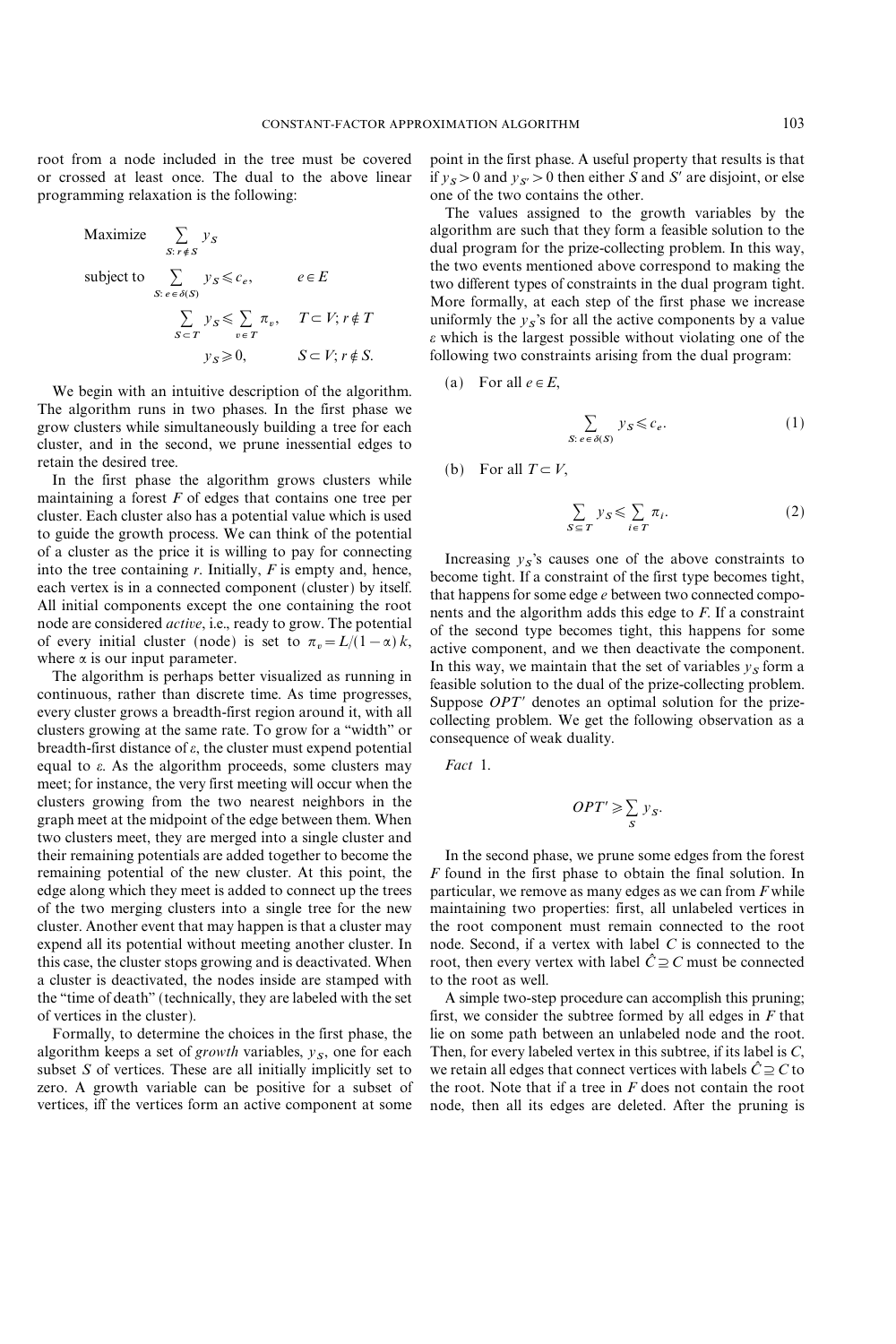root from a node included in the tree must be covered or crossed at least once. The dual to the above linear programming relaxation is the following:

$$
\begin{aligned}
\text{Maximize} \quad & \sum_{S: r \notin S} y_S \\
\text{subject to} \quad & \sum_{S: e \in \delta(S)} y_S \leqslant c_e, \qquad e \in E \\
& \sum_{S \subset T} y_S \leqslant \sum_{v \in T} \pi_v, \quad T \subset V; r \notin T \\
& y_S \geqslant 0, \qquad S \subset V; r \notin S.
\end{aligned}
$$

We begin with an intuitive description of the algorithm. The algorithm runs in two phases. In the first phase we grow clusters while simultaneously building a tree for each cluster, and in the second, we prune inessential edges to retain the desired tree.

In the first phase the algorithm grows clusters while maintaining a forest $F$ of edges that contains one tree per cluster. Each cluster also has a potential value which is used to guide the growth process. We can think of the potential of a cluster as the price it is willing to pay for connecting into the tree containing $r$. Initially, $F$ is empty and, hence, each vertex is in a connected component (cluster) by itself. All initial components except the one containing the root node are considered *active*, i.e., ready to grow. The potential of every initial cluster (node) is set to $\pi_v = L/(1-\alpha)k$, where $\alpha$ is our input parameter.

The algorithm is perhaps better visualized as running in continuous, rather than discrete time. As time progresses, every cluster grows a breadth-first region around it, with all clusters growing at the same rate. To grow for a "width" or breadth-first distance of $\varepsilon$, the cluster must expend potential equal to $\varepsilon$. As the algorithm proceeds, some clusters may meet; for instance, the very first meeting will occur when the clusters growing from the two nearest neighbors in the graph meet at the midpoint of the edge between them. When two clusters meet, they are merged into a single cluster and their remaining potentials are added together to become the remaining potential of the new cluster. At this point, the edge along which they meet is added to connect up the trees of the two merging clusters into a single tree for the new cluster. Another event that may happen is that a cluster may expend all its potential without meeting another cluster. In this case, the cluster stops growing and is deactivated. When a cluster is deactivated, the nodes inside are stamped with the "time of death" (technically, they are labeled with the set of vertices in the cluster).

Formally, to determine the choices in the first phase, the algorithm keeps a set of *growth* variables, $y_S$, one for each subset $S$ of vertices. These are all initially implicitly set to zero. A growth variable can be positive for a subset of vertices, iff the vertices form an active component at some point in the first phase. A useful property that results is that if $y_S > 0$ and $y_{S'} > 0$ then either $S$ and $S'$ are disjoint, or else one of the two contains the other.

The values assigned to the growth variables by the algorithm are such that they form a feasible solution to the dual program for the prize-collecting problem. In this way, the two events mentioned above correspond to making the two different types of constraints in the dual program tight. More formally, at each step of the first phase we increase uniformly the $y_S$'s for all the active components by a value $\varepsilon$ which is the largest possible without violating one of the following two constraints arising from the dual program:

(a) For all $e \in E$,

$$\sum_{S: e \in \delta(S)} y_S \leqslant c_e. \tag{1}$$

(b) For all $T \subset V$,

$$\sum_{S \subseteq T} y_S \leqslant \sum_{i \in T} \pi_i. \tag{2}$$

Increasing $y_S$'s causes one of the above constraints to become tight. If a constraint of the first type becomes tight, that happens for some edge $e$ between two connected components and the algorithm adds this edge to $F$. If a constraint of the second type becomes tight, this happens for some active component, and we then deactivate the component. In this way, we maintain that the set of variables $y_S$ form a feasible solution to the dual of the prize-collecting problem. Suppose $OPT'$ denotes an optimal solution for the prize-collecting problem. We get the following observation as a consequence of weak duality.

*Fact* 1.

$$OPT' \geqslant \sum_S y_S.$$

In the second phase, we prune some edges from the forest $F$ found in the first phase to obtain the final solution. In particular, we remove as many edges as we can from $F$ while maintaining two properties: first, all unlabeled vertices in the root component must remain connected to the root node. Second, if a vertex with label $C$ is connected to the root, then every vertex with label $\hat{C} \supseteq C$ must be connected to the root as well.

A simple two-step procedure can accomplish this pruning; first, we consider the subtree formed by all edges in $F$ that lie on some path between an unlabeled node and the root. Then, for every labeled vertex in this subtree, if its label is $C$, we retain all edges that connect vertices with labels $\hat{C} \supseteq C$ to the root. Note that if a tree in $F$ does not contain the root node, then all its edges are deleted. After the pruning is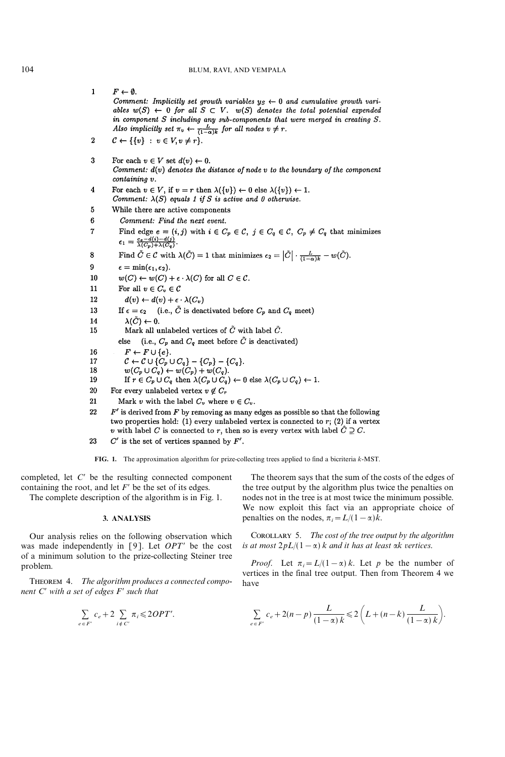```
1   F ← ∅.
    Comment: Implicitly set growth variables y_S ← 0 and cumulative growth variables w(S) ← 0 for all S ⊂ V. w(S) denotes the total potential expended in component S including any sub-components that were merged in creating S. Also implicitly set π_v ← L/((1−α)k) for all nodes v ≠ r.
2   C ← {{v} : v ∈ V, v ≠ r}.
3   For each v ∈ V set d(v) ← 0.
    Comment: d(v) denotes the distance of node v to the boundary of the component containing v.
4   For each v ∈ V, if v = r then λ({v}) ← 0 else λ({v}) ← 1.
    Comment: λ(S) equals 1 if S is active and 0 otherwise.
5   While there are active components
6     Comment: Find the next event.
7     Find edge e = (i, j) with i ∈ C_p ∈ C, j ∈ C_q ∈ C, C_p ≠ C_q that minimizes
      ε_1 = (c_e − d(i) − d(j)) / (λ(C_p) + λ(C_q)).
8     Find C̃ ∈ C with λ(C̃) = 1 that minimizes ε_2 = |C̃| · L/((1−α)k) − w(C̃).
9     ε = min(ε_1, ε_2).
10    w(C) ← w(C) + ε · λ(C) for all C ∈ C.
11    For all v ∈ C_v ∈ C
12      d(v) ← d(v) + ε · λ(C_v)
13    If ε = ε_2  (i.e., C̃ is deactivated before C_p and C_q meet)
14      λ(C̃) ← 0.
15      Mark all unlabeled vertices of C̃ with label C̃.
      else  (i.e., C_p and C_q meet before C̃ is deactivated)
16      F ← F ∪ {e}.
17      C ← C ∪ {C_p ∪ C_q} − {C_p} − {C_q}.
18      w(C_p ∪ C_q) ← w(C_p) + w(C_q).
19      If r ∈ C_p ∪ C_q then λ(C_p ∪ C_q) ← 0 else λ(C_p ∪ C_q) ← 1.
20  For every unlabeled vertex v ∉ C_r
21    Mark v with the label C_v where v ∈ C_v.
22  F' is derived from F by removing as many edges as possible so that the following
    two properties hold: (1) every unlabeled vertex is connected to r; (2) if a vertex
    v with label C is connected to r, then so is every vertex with label Ĉ ⊇ C.
23  C' is the set of vertices spanned by F'.
```

**FIG. 1.** The approximation algorithm for prize-collecting trees applied to find a bicriteria $k$-MST.

completed, let $C'$ be the resulting connected component containing the root, and let $F'$ be the set of its edges.

The complete description of the algorithm is in Fig. 1.

## 3. ANALYSIS

Our analysis relies on the following observation which was made independently in [9]. Let $OPT'$ be the cost of a minimum solution to the prize-collecting Steiner tree problem.

THEOREM 4. *The algorithm produces a connected component $C'$ with a set of edges $F'$ such that*

$$\sum_{e \in F'} c_e + 2 \sum_{i \notin C'} \pi_i \leqslant 2OPT'.$$

The theorem says that the sum of the costs of the edges of the tree output by the algorithm plus twice the penalties on nodes not in the tree is at most twice the minimum possible. We now exploit this fact via an appropriate choice of penalties on the nodes, $\pi_i = L/(1-\alpha)k$.

COROLLARY 5. *The cost of the tree output by the algorithm is at most $2pL/(1-\alpha)\,k$ and it has at least $\alpha k$ vertices.*

*Proof.* Let $\pi_i = L/(1-\alpha)\,k$. Let $p$ be the number of vertices in the final tree output. Then from Theorem 4 we have

$$\sum_{e \in F'} c_e + 2(n-p)\frac{L}{(1-\alpha)\,k} \leqslant 2\left(L + (n-k)\frac{L}{(1-\alpha)\,k}\right).$$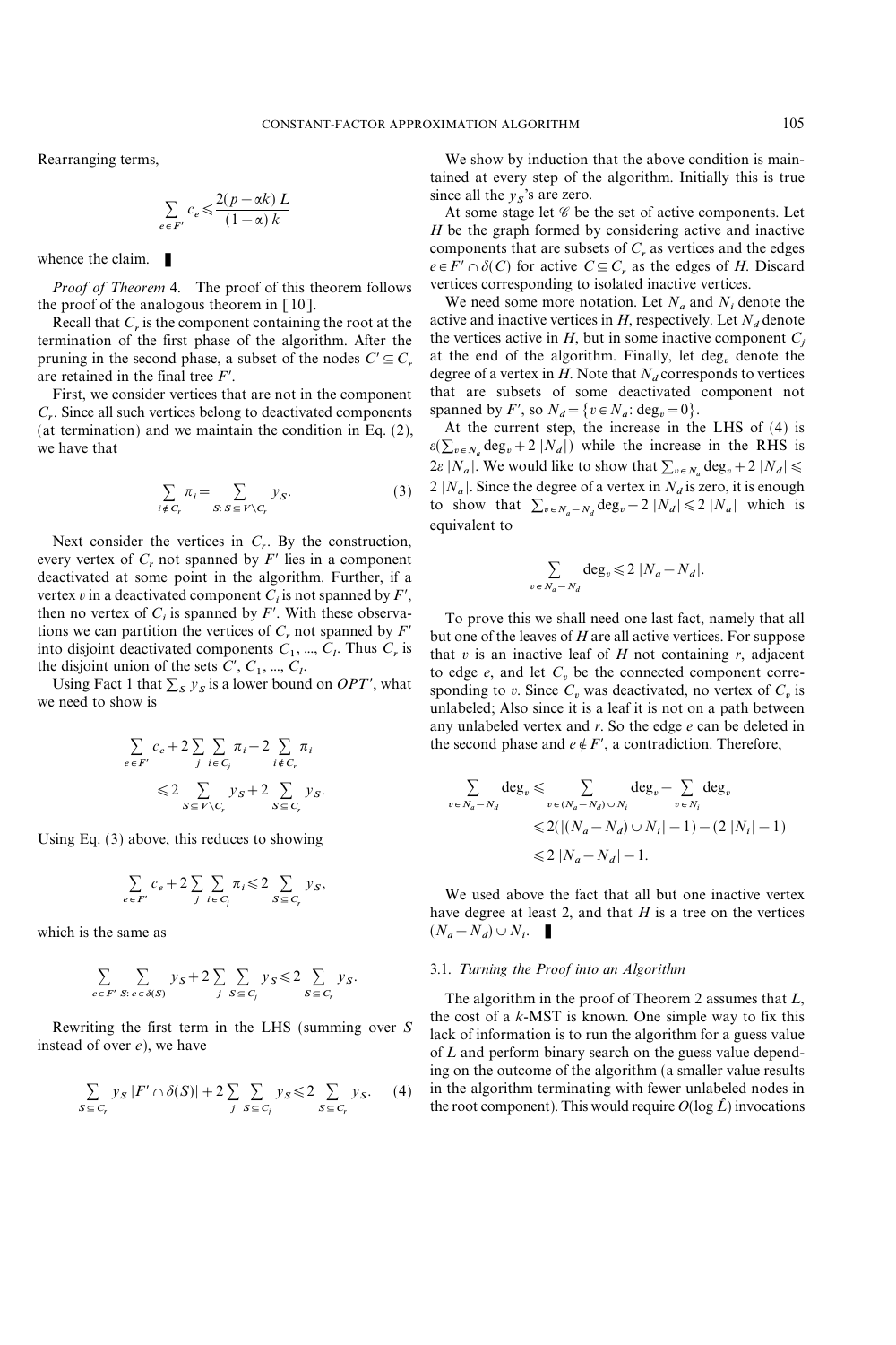Rearranging terms,

$$\sum_{e \in F'} c_e \leqslant \frac{2(p-\alpha k)\, L}{(1-\alpha)\, k}$$

whence the claim. ∎

*Proof of Theorem* 4. The proof of this theorem follows the proof of the analogous theorem in [10].

Recall that $C_r$ is the component containing the root at the termination of the first phase of the algorithm. After the pruning in the second phase, a subset of the nodes $C' \subseteq C_r$ are retained in the final tree $F'$.

First, we consider vertices that are not in the component $C_r$. Since all such vertices belong to deactivated components (at termination) and we maintain the condition in Eq. (2), we have that

$$\sum_{i \notin C_r} \pi_i = \sum_{S:\, S \subseteq V \setminus C_r} y_S. \tag{3}$$

Next consider the vertices in $C_r$. By the construction, every vertex of $C_r$ not spanned by $F'$ lies in a component deactivated at some point in the algorithm. Further, if a vertex $v$ in a deactivated component $C_i$ is not spanned by $F'$, then no vertex of $C_i$ is spanned by $F'$. With these observations we can partition the vertices of $C_r$ not spanned by $F'$ into disjoint deactivated components $C_1, ..., C_l$. Thus $C_r$ is the disjoint union of the sets $C', C_1, ..., C_l$.

Using Fact 1 that $\sum_S y_S$ is a lower bound on $OPT'$, what we need to show is

$$\sum_{e \in F'} c_e + 2 \sum_j \sum_{i \in C_j} \pi_i + 2 \sum_{i \notin C_r} \pi_i \leqslant 2 \sum_{S \subseteq V \setminus C_r} y_S + 2 \sum_{S \subseteq C_r} y_S.$$

Using Eq. (3) above, this reduces to showing

$$\sum_{e \in F'} c_e + 2 \sum_j \sum_{i \in C_j} \pi_i \leqslant 2 \sum_{S \subseteq C_r} y_S,$$

which is the same as

$$\sum_{e \in F'} \sum_{S:\, e \in \delta(S)} y_S + 2 \sum_j \sum_{S \subseteq C_j} y_S \leqslant 2 \sum_{S \subseteq C_r} y_S.$$

Rewriting the first term in the LHS (summing over $S$ instead of over $e$), we have

$$\sum_{S \subseteq C_r} y_S\, |F' \cap \delta(S)| + 2 \sum_j \sum_{S \subseteq C_j} y_S \leqslant 2 \sum_{S \subseteq C_r} y_S. \tag{4}$$

We show by induction that the above condition is maintained at every step of the algorithm. Initially this is true since all the $y_S$'s are zero.

At some stage let $\mathscr{C}$ be the set of active components. Let $H$ be the graph formed by considering active and inactive components that are subsets of $C_r$ as vertices and the edges $e \in F' \cap \delta(C)$ for active $C \subseteq C_r$ as the edges of $H$. Discard vertices corresponding to isolated inactive vertices.

We need some more notation. Let $N_a$ and $N_i$ denote the active and inactive vertices in $H$, respectively. Let $N_d$ denote the vertices active in $H$, but in some inactive component $C_j$ at the end of the algorithm. Finally, let $\deg_v$ denote the degree of a vertex in $H$. Note that $N_d$ corresponds to vertices that are subsets of some deactivated component not spanned by $F'$, so $N_d = \{v \in N_a : \deg_v = 0\}$.

At the current step, the increase in the LHS of (4) is $\varepsilon(\sum_{v \in N_a} \deg_v + 2\,|N_d|)$ while the increase in the RHS is $2\varepsilon\,|N_a|$. We would like to show that $\sum_{v \in N_a} \deg_v + 2\,|N_d| \leqslant 2\,|N_a|$. Since the degree of a vertex in $N_d$ is zero, it is enough to show that $\sum_{v \in N_a - N_d} \deg_v + 2\,|N_d| \leqslant 2\,|N_a|$ which is equivalent to

$$\sum_{v \in N_a - N_d} \deg_v \leqslant 2\,|N_a - N_d|.$$

To prove this we shall need one last fact, namely that all but one of the leaves of $H$ are all active vertices. For suppose that $v$ is an inactive leaf of $H$ not containing $r$, adjacent to edge $e$, and let $C_v$ be the connected component corresponding to $v$. Since $C_v$ was deactivated, no vertex of $C_v$ is unlabeled; Also since it is a leaf it is not on a path between any unlabeled vertex and $r$. So the edge $e$ can be deleted in the second phase and $e \notin F'$, a contradiction. Therefore,

$$\begin{aligned}
\sum_{v \in N_a - N_d} \deg_v &\leqslant \sum_{v \in (N_a - N_d) \cup N_i} \deg_v - \sum_{v \in N_i} \deg_v \\
&\leqslant 2(|(N_a - N_d) \cup N_i| - 1) - (2\,|N_i| - 1) \\
&\leqslant 2\,|N_a - N_d| - 1.
\end{aligned}$$

We used above the fact that all but one inactive vertex have degree at least 2, and that $H$ is a tree on the vertices $(N_a - N_d) \cup N_i$. ∎

### 3.1. Turning the Proof into an Algorithm

The algorithm in the proof of Theorem 2 assumes that $L$, the cost of a $k$-MST is known. One simple way to fix this lack of information is to run the algorithm for a guess value of $L$ and perform binary search on the guess value depending on the outcome of the algorithm (a smaller value results in the algorithm terminating with fewer unlabeled nodes in the root component). This would require $O(\log \hat{L})$ invocations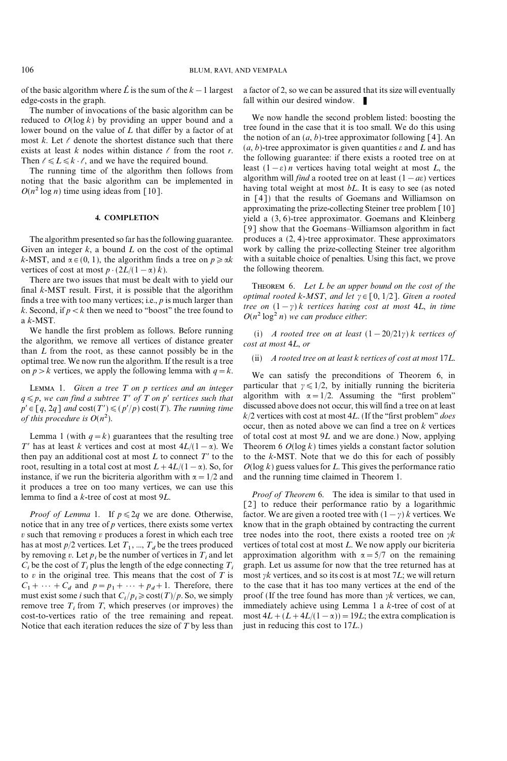of the basic algorithm where $\hat{L}$ is the sum of the $k-1$ largest edge-costs in the graph.

The number of invocations of the basic algorithm can be reduced to $O(\log k)$ by providing an upper bound and a lower bound on the value of $L$ that differ by a factor of at most $k$. Let $\ell$ denote the shortest distance such that there exists at least $k$ nodes within distance $\ell$ from the root $r$. Then $\ell \leqslant L \leqslant k \cdot \ell$, and we have the required bound.

The running time of the algorithm then follows from noting that the basic algorithm can be implemented in $O(n^2 \log n)$ time using ideas from [10].

## 4. COMPLETION

The algorithm presented so far has the following guarantee. Given an integer $k$, a bound $L$ on the cost of the optimal $k$-MST, and $\alpha \in (0, 1)$, the algorithm finds a tree on $p \geqslant \alpha k$ vertices of cost at most $p \cdot (2L/(1-\alpha)\,k)$.

There are two issues that must be dealt with to yield our final $k$-MST result. First, it is possible that the algorithm finds a tree with too many vertices; i.e., $p$ is much larger than $k$. Second, if $p < k$ then we need to "boost" the tree found to a $k$-MST.

We handle the first problem as follows. Before running the algorithm, we remove all vertices of distance greater than $L$ from the root, as these cannot possibly be in the optimal tree. We now run the algorithm. If the result is a tree on $p > k$ vertices, we apply the following lemma with $q = k$.

Lemma 1. *Given a tree $T$ on $p$ vertices and an integer $q \leqslant p$, we can find a subtree $T'$ of $T$ on $p'$ vertices such that $p' \in [q, 2q]$ and $\mathrm{cost}(T') \leqslant (p'/p)\,\mathrm{cost}(T)$. The running time of this procedure is $O(n^2)$.*

Lemma 1 (with $q = k$) guarantees that the resulting tree $T'$ has at least $k$ vertices and cost at most $4L/(1-\alpha)$. We then pay an additional cost at most $L$ to connect $T'$ to the root, resulting in a total cost at most $L + 4L/(1-\alpha)$. So, for instance, if we run the bicriteria algorithm with $\alpha = 1/2$ and it produces a tree on too many vertices, we can use this lemma to find a $k$-tree of cost at most $9L$.

*Proof of Lemma* 1. If $p \leqslant 2q$ we are done. Otherwise, notice that in any tree of $p$ vertices, there exists some vertex $v$ such that removing $v$ produces a forest in which each tree has at most $p/2$ vertices. Let $T_1, ..., T_d$ be the trees produced by removing $v$. Let $p_i$ be the number of vertices in $T_i$ and let $C_i$ be the cost of $T_i$ plus the length of the edge connecting $T_i$ to $v$ in the original tree. This means that the cost of $T$ is $C_1 + \cdots + C_d$ and $p = p_1 + \cdots + p_d + 1$. Therefore, there must exist some $i$ such that $C_i/p_i \geqslant \mathrm{cost}(T)/p$. So, we simply remove tree $T_i$ from $T$, which preserves (or improves) the cost-to-vertices ratio of the tree remaining and repeat. Notice that each iteration reduces the size of $T$ by less than a factor of 2, so we can be assured that its size will eventually fall within our desired window. ∎

We now handle the second problem listed: boosting the tree found in the case that it is too small. We do this using the notion of an $(a, b)$-tree approximator following [4]. An $(a, b)$-tree approximator is given quantities $\varepsilon$ and $L$ and has the following guarantee: if there exists a rooted tree on at least $(1-\varepsilon)\,n$ vertices having total weight at most $L$, the algorithm will *find* a rooted tree on at least $(1-a\varepsilon)$ vertices having total weight at most $bL$. It is easy to see (as noted in [4]) that the results of Goemans and Williamson on approximating the prize-collecting Steiner tree problem [10] yield a $(3, 6)$-tree approximator. Goemans and Kleinberg [9] show that the Goemans–Williamson algorithm in fact produces a $(2, 4)$-tree approximator. These approximators work by calling the prize-collecting Steiner tree algorithm with a suitable choice of penalties. Using this fact, we prove the following theorem.

Theorem 6. *Let $L$ be an upper bound on the cost of the optimal rooted $k$-MST, and let $\gamma \in [0, 1/2]$. Given a rooted tree on $(1-\gamma)\,k$ vertices having cost at most $4L$, in time $O(n^2 \log^2 n)$ we can produce either*:

(i) *A rooted tree on at least $(1 - 20/21\gamma)\,k$ vertices of cost at most $4L$, or*

(ii) *A rooted tree on at least $k$ vertices of cost at most $17L$.*

We can satisfy the preconditions of Theorem 6, in particular that $\gamma \leqslant 1/2$, by initially running the bicriteria algorithm with $\alpha = 1/2$. Assuming the "first problem" discussed above does not occur, this will find a tree on at least $k/2$ vertices with cost at most $4L$. (If the "first problem" *does* occur, then as noted above we can find a tree on $k$ vertices of total cost at most $9L$ and we are done.) Now, applying Theorem 6 $O(\log k)$ times yields a constant factor solution to the $k$-MST. Note that we do this for each of possibly $O(\log k)$ guess values for $L$. This gives the performance ratio and the running time claimed in Theorem 1.

*Proof of Theorem* 6. The idea is similar to that used in [2] to reduce their performance ratio by a logarithmic factor. We are given a rooted tree with $(1-\gamma)\,k$ vertices. We know that in the graph obtained by contracting the current tree nodes into the root, there exists a rooted tree on $\gamma k$ vertices of total cost at most $L$. We now apply our bicriteria approximation algorithm with $\alpha = 5/7$ on the remaining graph. Let us assume for now that the tree returned has at most $\gamma k$ vertices, and so its cost is at most $7L$; we will return to the case that it has too many vertices at the end of the proof (If the tree found has more than $\gamma k$ we can, immediately achieve using Lemma 1 a $k$-tree of cost of at most $4L + (L + 4L/(1-\alpha)) = 19L$; the extra complication is just in reducing this cost to $17L$.)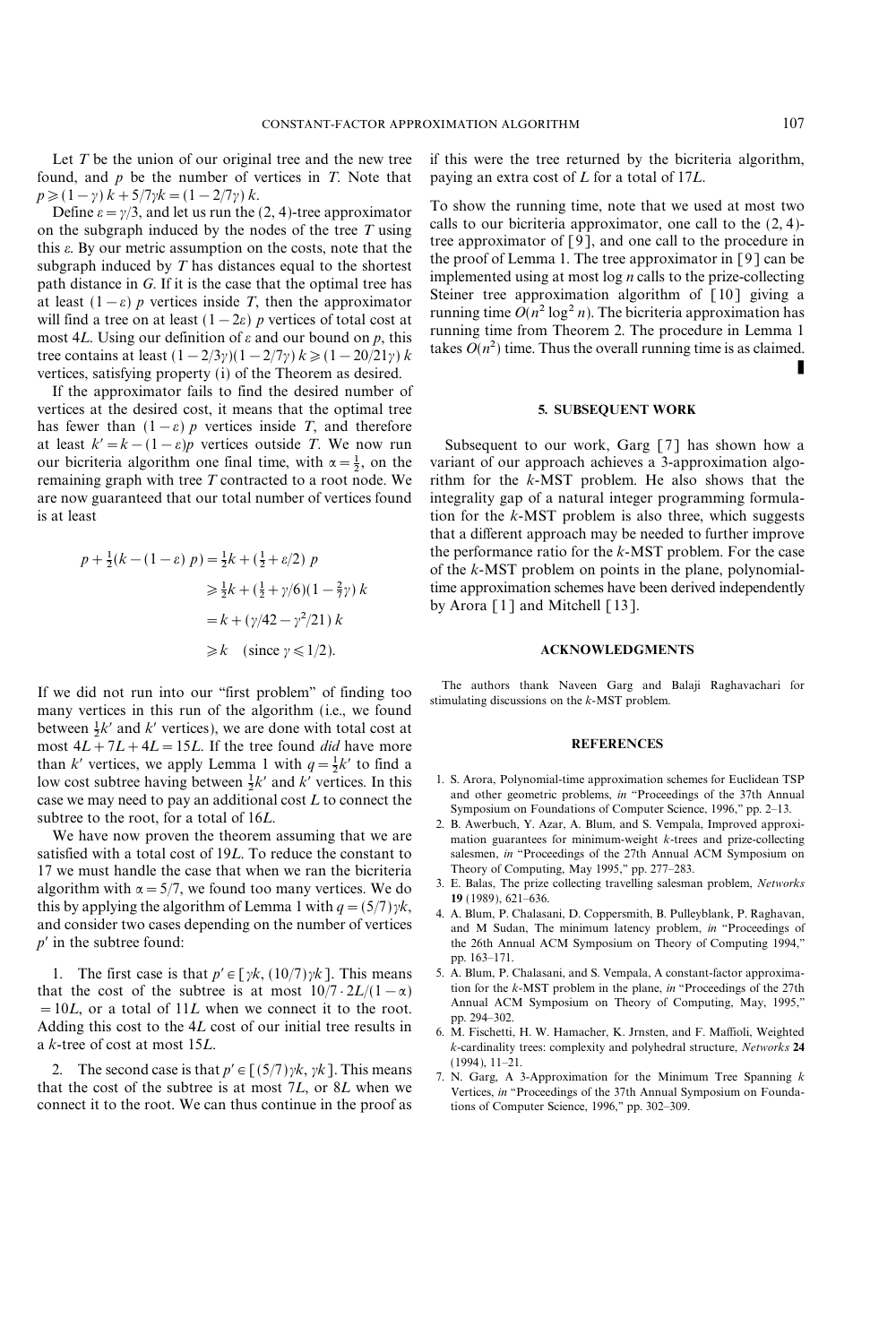Let $T$ be the union of our original tree and the new tree found, and $p$ be the number of vertices in $T$. Note that $p \geqslant (1-\gamma)\,k + 5/7\gamma k = (1 - 2/7\gamma)\,k$.

Define $\varepsilon = \gamma/3$, and let us run the (2, 4)-tree approximator on the subgraph induced by the nodes of the tree $T$ using this $\varepsilon$. By our metric assumption on the costs, note that the subgraph induced by $T$ has distances equal to the shortest path distance in $G$. If it is the case that the optimal tree has at least $(1-\varepsilon)\,p$ vertices inside $T$, then the approximator will find a tree on at least $(1-2\varepsilon)\,p$ vertices of total cost at most $4L$. Using our definition of $\varepsilon$ and our bound on $p$, this tree contains at least $(1 - 2/3\gamma)(1 - 2/7\gamma)\,k \geqslant (1 - 20/21\gamma)\,k$ vertices, satisfying property (i) of the Theorem as desired.

If the approximator fails to find the desired number of vertices at the desired cost, it means that the optimal tree has fewer than $(1-\varepsilon)\,p$ vertices inside $T$, and therefore at least $k' = k - (1-\varepsilon)p$ vertices outside $T$. We now run our bicriteria algorithm one final time, with $\alpha = \frac{1}{2}$, on the remaining graph with tree $T$ contracted to a root node. We are now guaranteed that our total number of vertices found is at least

$$\begin{aligned}
p + \tfrac{1}{2}(k - (1-\varepsilon)\,p) &= \tfrac{1}{2}k + (\tfrac{1}{2} + \varepsilon/2)\,p \\
&\geqslant \tfrac{1}{2}k + (\tfrac{1}{2} + \gamma/6)(1 - \tfrac{2}{7}\gamma)\,k \\
&= k + (\gamma/42 - \gamma^2/21)\,k \\
&\geqslant k \quad (\text{since } \gamma \leqslant 1/2).
\end{aligned}$$

If we did not run into our "first problem" of finding too many vertices in this run of the algorithm (i.e., we found between $\frac{1}{2}k'$ and $k'$ vertices), we are done with total cost at most $4L + 7L + 4L = 15L$. If the tree found *did* have more than $k'$ vertices, we apply Lemma 1 with $q = \frac{1}{2}k'$ to find a low cost subtree having between $\frac{1}{2}k'$ and $k'$ vertices. In this case we may need to pay an additional cost $L$ to connect the subtree to the root, for a total of $16L$.

We have now proven the theorem assuming that we are satisfied with a total cost of $19L$. To reduce the constant to 17 we must handle the case that when we ran the bicriteria algorithm with $\alpha = 5/7$, we found too many vertices. We do this by applying the algorithm of Lemma 1 with $q = (5/7)\gamma k$, and consider two cases depending on the number of vertices $p'$ in the subtree found:

1. The first case is that $p' \in [\gamma k, (10/7)\gamma k]$. This means that the cost of the subtree is at most $10/7 \cdot 2L/(1-\alpha) = 10L$, or a total of $11L$ when we connect it to the root. Adding this cost to the $4L$ cost of our initial tree results in a $k$-tree of cost at most $15L$.

2. The second case is that $p' \in [(5/7)\gamma k, \gamma k]$. This means that the cost of the subtree is at most $7L$, or $8L$ when we connect it to the root. We can thus continue in the proof as if this were the tree returned by the bicriteria algorithm, paying an extra cost of $L$ for a total of $17L$.

To show the running time, note that we used at most two calls to our bicriteria approximator, one call to the (2, 4)-tree approximator of [9], and one call to the procedure in the proof of Lemma 1. The tree approximator in [9] can be implemented using at most $\log n$ calls to the prize-collecting Steiner tree approximation algorithm of [10] giving a running time $O(n^2 \log^2 n)$. The bicriteria approximation has running time from Theorem 2. The procedure in Lemma 1 takes $O(n^2)$ time. Thus the overall running time is as claimed. ∎

## 5. SUBSEQUENT WORK

Subsequent to our work, Garg [7] has shown how a variant of our approach achieves a 3-approximation algorithm for the $k$-MST problem. He also shows that the integrality gap of a natural integer programming formulation for the $k$-MST problem is also three, which suggests that a different approach may be needed to further improve the performance ratio for the $k$-MST problem. For the case of the $k$-MST problem on points in the plane, polynomial-time approximation schemes have been derived independently by Arora [1] and Mitchell [13].

## ACKNOWLEDGMENTS

The authors thank Naveen Garg and Balaji Raghavachari for stimulating discussions on the $k$-MST problem.

## REFERENCES

1. S. Arora, Polynomial-time approximation schemes for Euclidean TSP and other geometric problems, *in* "Proceedings of the 37th Annual Symposium on Foundations of Computer Science, 1996," pp. 2–13.
2. B. Awerbuch, Y. Azar, A. Blum, and S. Vempala, Improved approximation guarantees for minimum-weight $k$-trees and prize-collecting salesmen, *in* "Proceedings of the 27th Annual ACM Symposium on Theory of Computing, May 1995," pp. 277–283.
3. E. Balas, The prize collecting travelling salesman problem, *Networks* **19** (1989), 621–636.
4. A. Blum, P. Chalasani, D. Coppersmith, B. Pulleyblank, P. Raghavan, and M Sudan, The minimum latency problem, *in* "Proceedings of the 26th Annual ACM Symposium on Theory of Computing 1994," pp. 163–171.
5. A. Blum, P. Chalasani, and S. Vempala, A constant-factor approximation for the $k$-MST problem in the plane, *in* "Proceedings of the 27th Annual ACM Symposium on Theory of Computing, May, 1995," pp. 294–302.
6. M. Fischetti, H. W. Hamacher, K. Jrnsten, and F. Maffioli, Weighted $k$-cardinality trees: complexity and polyhedral structure, *Networks* **24** (1994), 11–21.
7. N. Garg, A 3-Approximation for the Minimum Tree Spanning $k$ Vertices, *in* "Proceedings of the 37th Annual Symposium on Foundations of Computer Science, 1996," pp. 302–309.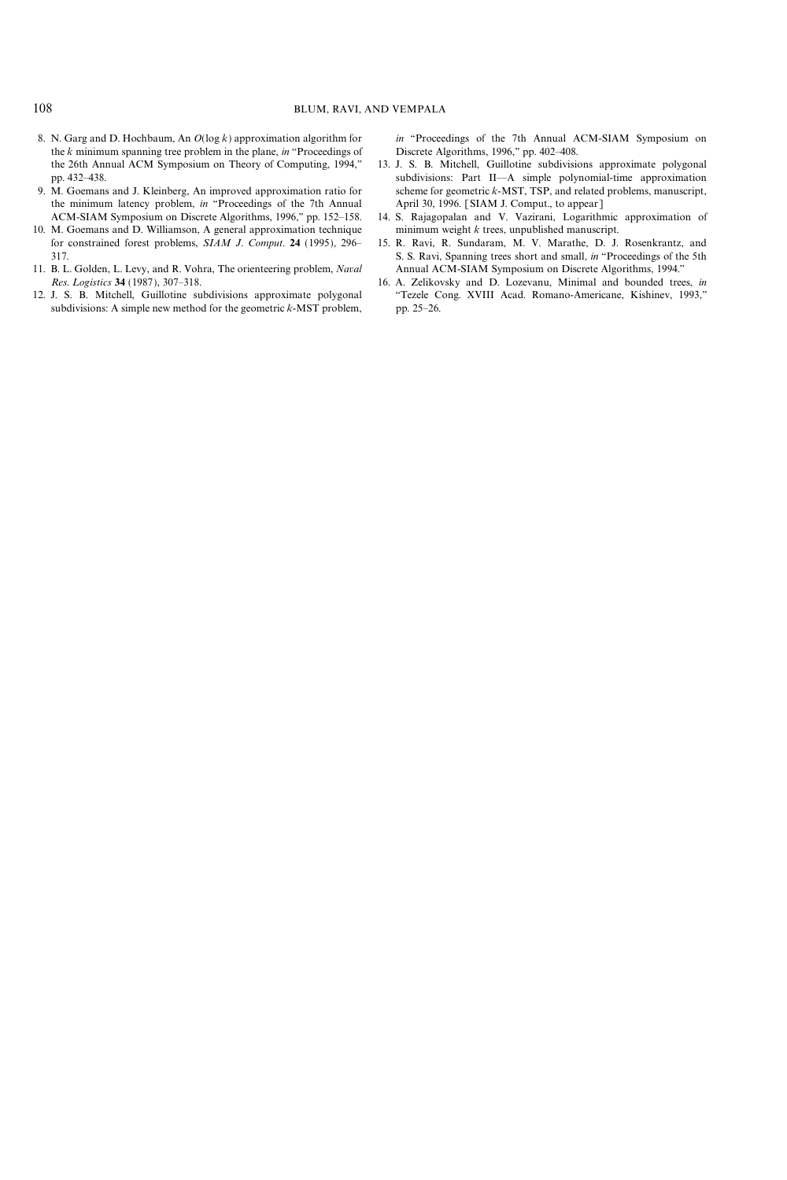8. N. Garg and D. Hochbaum, An $O(\log k)$ approximation algorithm for the $k$ minimum spanning tree problem in the plane, *in* "Proceedings of the 26th Annual ACM Symposium on Theory of Computing, 1994," pp. 432–438.
9. M. Goemans and J. Kleinberg, An improved approximation ratio for the minimum latency problem, *in* "Proceedings of the 7th Annual ACM-SIAM Symposium on Discrete Algorithms, 1996," pp. 152–158.
10. M. Goemans and D. Williamson, A general approximation technique for constrained forest problems, *SIAM J. Comput.* **24** (1995), 296–317.
11. B. L. Golden, L. Levy, and R. Vohra, The orienteering problem, *Naval Res. Logistics* **34** (1987), 307–318.
12. J. S. B. Mitchell, Guillotine subdivisions approximate polygonal subdivisions: A simple new method for the geometric $k$-MST problem, *in* "Proceedings of the 7th Annual ACM-SIAM Symposium on Discrete Algorithms, 1996," pp. 402–408.
13. J. S. B. Mitchell, Guillotine subdivisions approximate polygonal subdivisions: Part II—A simple polynomial-time approximation scheme for geometric $k$-MST, TSP, and related problems, manuscript, April 30, 1996. [SIAM J. Comput., to appear]
14. S. Rajagopalan and V. Vazirani, Logarithmic approximation of minimum weight $k$ trees, unpublished manuscript.
15. R. Ravi, R. Sundaram, M. V. Marathe, D. J. Rosenkrantz, and S. S. Ravi, Spanning trees short and small, *in* "Proceedings of the 5th Annual ACM-SIAM Symposium on Discrete Algorithms, 1994."
16. A. Zelikovsky and D. Lozevanu, Minimal and bounded trees, *in* "Tezele Cong. XVIII Acad. Romano-Americane, Kishinev, 1993," pp. 25–26.